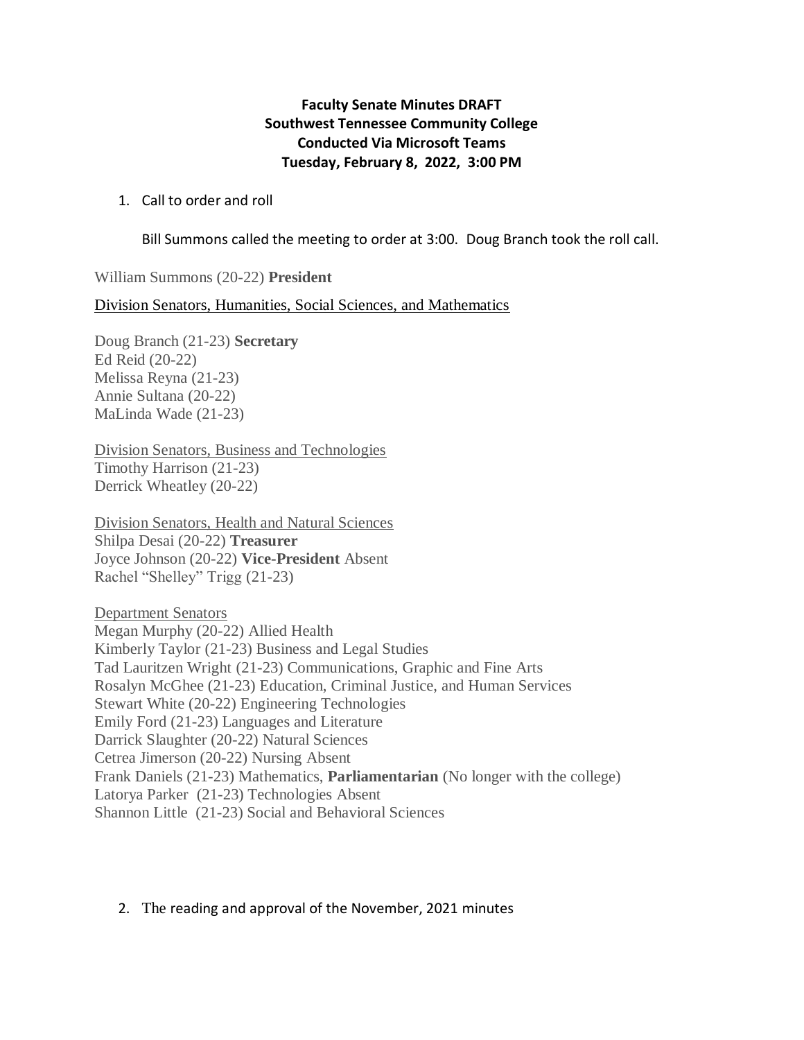**Faculty Senate Minutes DRAFT**
**Southwest Tennessee Community College**
**Conducted Via Microsoft Teams**
**Tuesday, February 8, 2022, 3:00 PM**

1. Call to order and roll

   Bill Summons called the meeting to order at 3:00. Doug Branch took the roll call.

William Summons (20-22) **President**

Division Senators, Humanities, Social Sciences, and Mathematics

Doug Branch (21-23) **Secretary**
Ed Reid (20-22)
Melissa Reyna (21-23)
Annie Sultana (20-22)
MaLinda Wade (21-23)

Division Senators, Business and Technologies
Timothy Harrison (21-23)
Derrick Wheatley (20-22)

Division Senators, Health and Natural Sciences
Shilpa Desai (20-22) **Treasurer**
Joyce Johnson (20-22) **Vice-President** Absent
Rachel "Shelley" Trigg (21-23)

Department Senators
Megan Murphy (20-22) Allied Health
Kimberly Taylor (21-23) Business and Legal Studies
Tad Lauritzen Wright (21-23) Communications, Graphic and Fine Arts
Rosalyn McGhee (21-23) Education, Criminal Justice, and Human Services
Stewart White (20-22) Engineering Technologies
Emily Ford (21-23) Languages and Literature
Darrick Slaughter (20-22) Natural Sciences
Cetrea Jimerson (20-22) Nursing Absent
Frank Daniels (21-23) Mathematics, **Parliamentarian** (No longer with the college)
Latorya Parker (21-23) Technologies Absent
Shannon Little (21-23) Social and Behavioral Sciences

2. The reading and approval of the November, 2021 minutes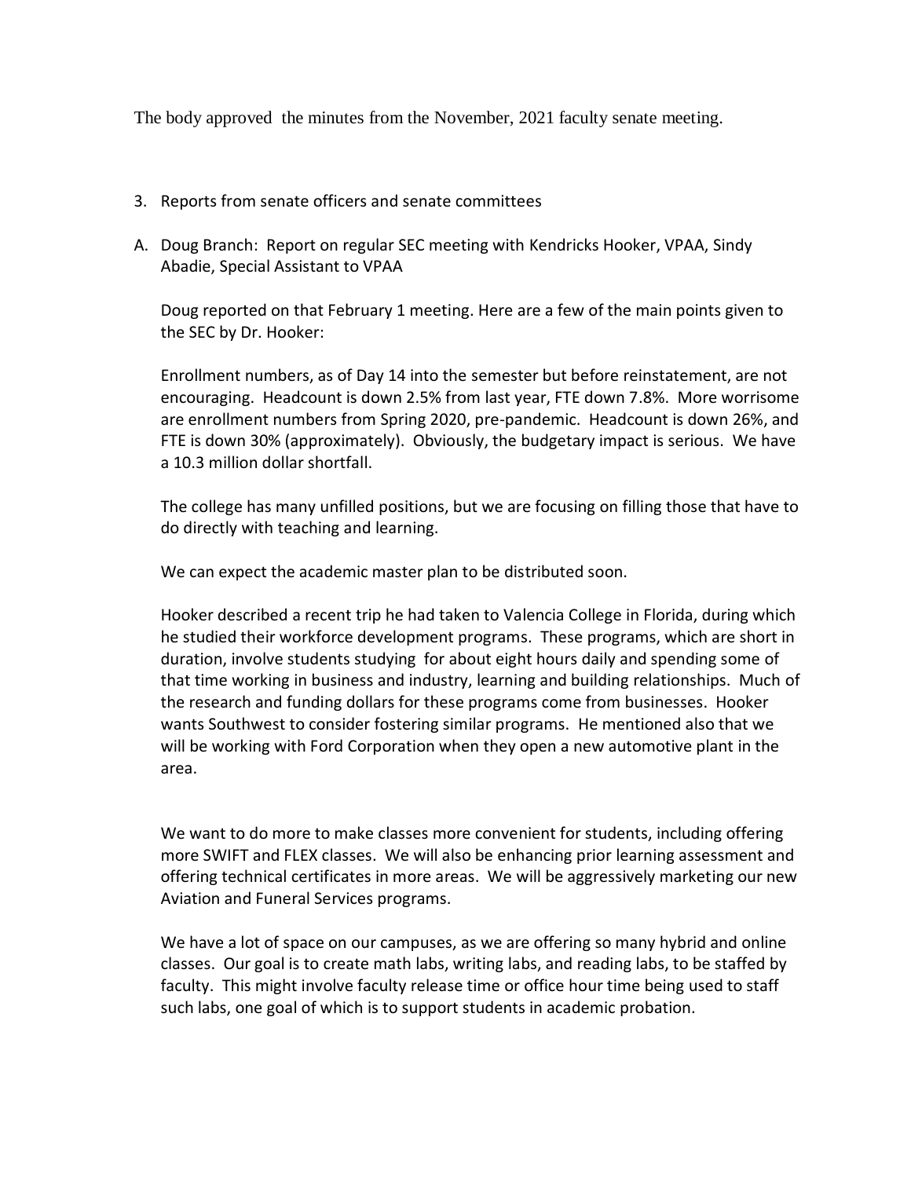The body approved the minutes from the November, 2021 faculty senate meeting.

3. Reports from senate officers and senate committees

A. Doug Branch: Report on regular SEC meeting with Kendricks Hooker, VPAA, Sindy Abadie, Special Assistant to VPAA

Doug reported on that February 1 meeting. Here are a few of the main points given to the SEC by Dr. Hooker:

Enrollment numbers, as of Day 14 into the semester but before reinstatement, are not encouraging. Headcount is down 2.5% from last year, FTE down 7.8%. More worrisome are enrollment numbers from Spring 2020, pre-pandemic. Headcount is down 26%, and FTE is down 30% (approximately). Obviously, the budgetary impact is serious. We have a 10.3 million dollar shortfall.

The college has many unfilled positions, but we are focusing on filling those that have to do directly with teaching and learning.

We can expect the academic master plan to be distributed soon.

Hooker described a recent trip he had taken to Valencia College in Florida, during which he studied their workforce development programs. These programs, which are short in duration, involve students studying for about eight hours daily and spending some of that time working in business and industry, learning and building relationships. Much of the research and funding dollars for these programs come from businesses. Hooker wants Southwest to consider fostering similar programs. He mentioned also that we will be working with Ford Corporation when they open a new automotive plant in the area.

We want to do more to make classes more convenient for students, including offering more SWIFT and FLEX classes. We will also be enhancing prior learning assessment and offering technical certificates in more areas. We will be aggressively marketing our new Aviation and Funeral Services programs.

We have a lot of space on our campuses, as we are offering so many hybrid and online classes. Our goal is to create math labs, writing labs, and reading labs, to be staffed by faculty. This might involve faculty release time or office hour time being used to staff such labs, one goal of which is to support students in academic probation.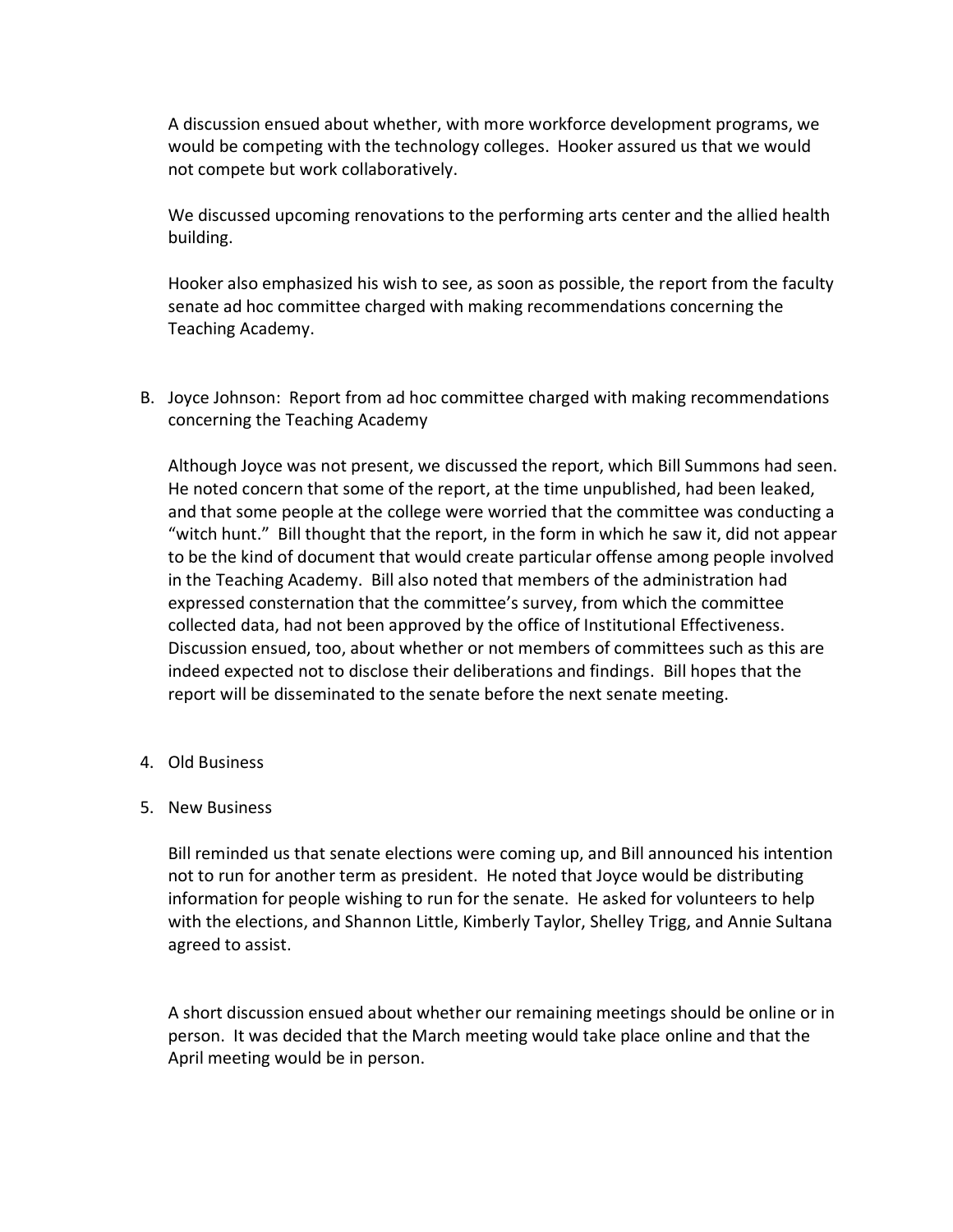A discussion ensued about whether, with more workforce development programs, we would be competing with the technology colleges. Hooker assured us that we would not compete but work collaboratively.

We discussed upcoming renovations to the performing arts center and the allied health building.

Hooker also emphasized his wish to see, as soon as possible, the report from the faculty senate ad hoc committee charged with making recommendations concerning the Teaching Academy.

B. Joyce Johnson: Report from ad hoc committee charged with making recommendations concerning the Teaching Academy

   Although Joyce was not present, we discussed the report, which Bill Summons had seen. He noted concern that some of the report, at the time unpublished, had been leaked, and that some people at the college were worried that the committee was conducting a "witch hunt." Bill thought that the report, in the form in which he saw it, did not appear to be the kind of document that would create particular offense among people involved in the Teaching Academy. Bill also noted that members of the administration had expressed consternation that the committee's survey, from which the committee collected data, had not been approved by the office of Institutional Effectiveness. Discussion ensued, too, about whether or not members of committees such as this are indeed expected not to disclose their deliberations and findings. Bill hopes that the report will be disseminated to the senate before the next senate meeting.

4. Old Business

5. New Business

   Bill reminded us that senate elections were coming up, and Bill announced his intention not to run for another term as president. He noted that Joyce would be distributing information for people wishing to run for the senate. He asked for volunteers to help with the elections, and Shannon Little, Kimberly Taylor, Shelley Trigg, and Annie Sultana agreed to assist.

   A short discussion ensued about whether our remaining meetings should be online or in person. It was decided that the March meeting would take place online and that the April meeting would be in person.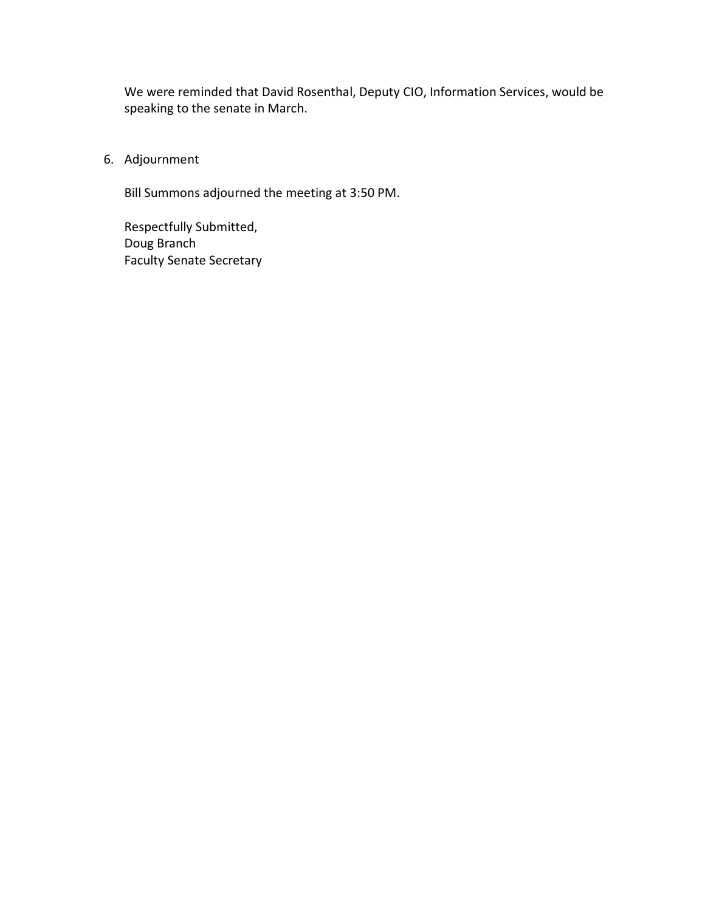We were reminded that David Rosenthal, Deputy CIO, Information Services, would be speaking to the senate in March.

6. Adjournment

   Bill Summons adjourned the meeting at 3:50 PM.

   Respectfully Submitted,
   Doug Branch
   Faculty Senate Secretary